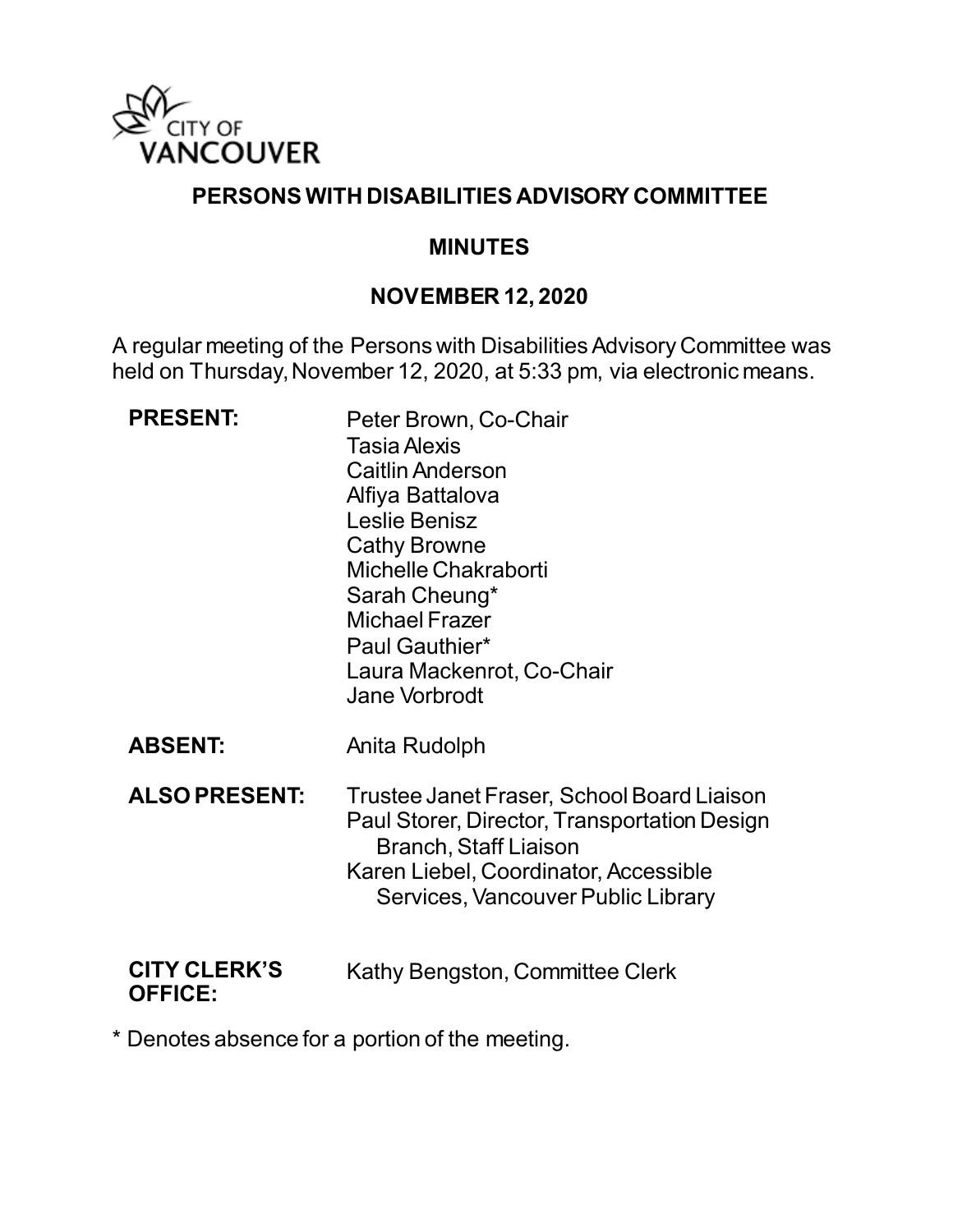CITY OF VANCOUVER

# PERSONS WITH DISABILITIES ADVISORY COMMITTEE

## MINUTES

## NOVEMBER 12, 2020

A regular meeting of the Persons with Disabilities Advisory Committee was held on Thursday, November 12, 2020, at 5:33 pm, via electronic means.

| | |
|---|---|
| **PRESENT:** | Peter Brown, Co-Chair<br>Tasia Alexis<br>Caitlin Anderson<br>Alfiya Battalova<br>Leslie Benisz<br>Cathy Browne<br>Michelle Chakraborti<br>Sarah Cheung*<br>Michael Frazer<br>Paul Gauthier*<br>Laura Mackenrot, Co-Chair<br>Jane Vorbrodt |
| **ABSENT:** | Anita Rudolph |
| **ALSO PRESENT:** | Trustee Janet Fraser, School Board Liaison<br>Paul Storer, Director, Transportation Design Branch, Staff Liaison<br>Karen Liebel, Coordinator, Accessible Services, Vancouver Public Library |
| **CITY CLERK'S OFFICE:** | Kathy Bengston, Committee Clerk |

* Denotes absence for a portion of the meeting.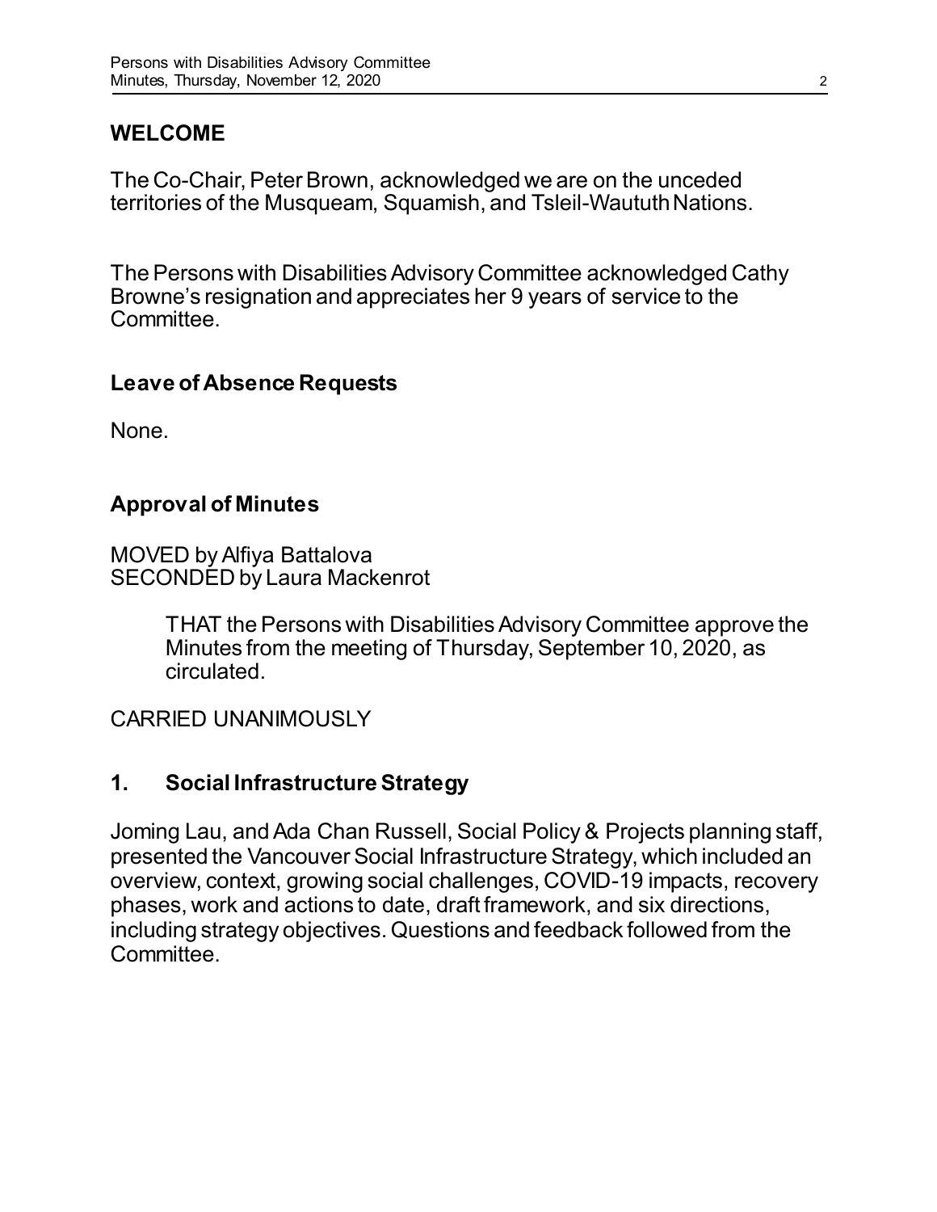## WELCOME

The Co-Chair, Peter Brown, acknowledged we are on the unceded territories of the Musqueam, Squamish, and Tsleil-Waututh Nations.

The Persons with Disabilities Advisory Committee acknowledged Cathy Browne's resignation and appreciates her 9 years of service to the Committee.

### Leave of Absence Requests

None.

### Approval of Minutes

MOVED by Alfiya Battalova
SECONDED by Laura Mackenrot

> THAT the Persons with Disabilities Advisory Committee approve the Minutes from the meeting of Thursday, September 10, 2020, as circulated.

CARRIED UNANIMOUSLY

## 1. Social Infrastructure Strategy

Joming Lau, and Ada Chan Russell, Social Policy & Projects planning staff, presented the Vancouver Social Infrastructure Strategy, which included an overview, context, growing social challenges, COVID-19 impacts, recovery phases, work and actions to date, draft framework, and six directions, including strategy objectives. Questions and feedback followed from the Committee.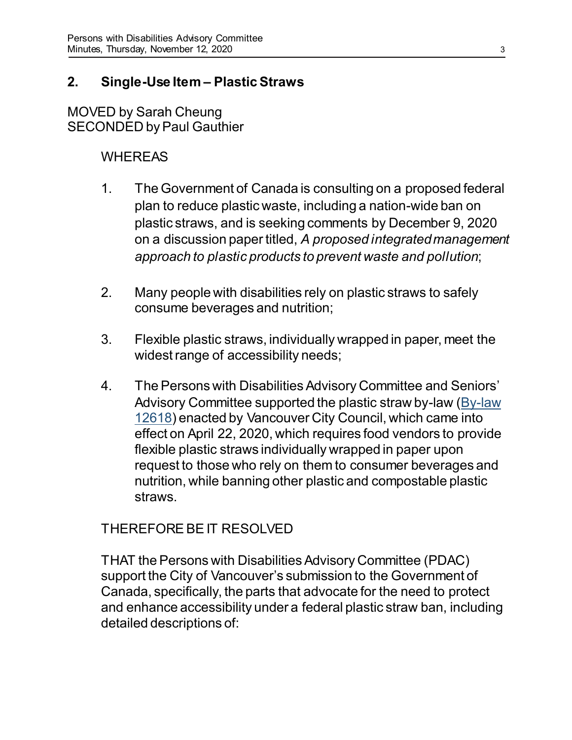## 2. Single-Use Item – Plastic Straws

MOVED by Sarah Cheung
SECONDED by Paul Gauthier

WHEREAS

1. The Government of Canada is consulting on a proposed federal plan to reduce plastic waste, including a nation-wide ban on plastic straws, and is seeking comments by December 9, 2020 on a discussion paper titled, *A proposed integrated management approach to plastic products to prevent waste and pollution*;

2. Many people with disabilities rely on plastic straws to safely consume beverages and nutrition;

3. Flexible plastic straws, individually wrapped in paper, meet the widest range of accessibility needs;

4. The Persons with Disabilities Advisory Committee and Seniors' Advisory Committee supported the plastic straw by-law (By-law 12618) enacted by Vancouver City Council, which came into effect on April 22, 2020, which requires food vendors to provide flexible plastic straws individually wrapped in paper upon request to those who rely on them to consumer beverages and nutrition, while banning other plastic and compostable plastic straws.

THEREFORE BE IT RESOLVED

THAT the Persons with Disabilities Advisory Committee (PDAC) support the City of Vancouver's submission to the Government of Canada, specifically, the parts that advocate for the need to protect and enhance accessibility under a federal plastic straw ban, including detailed descriptions of: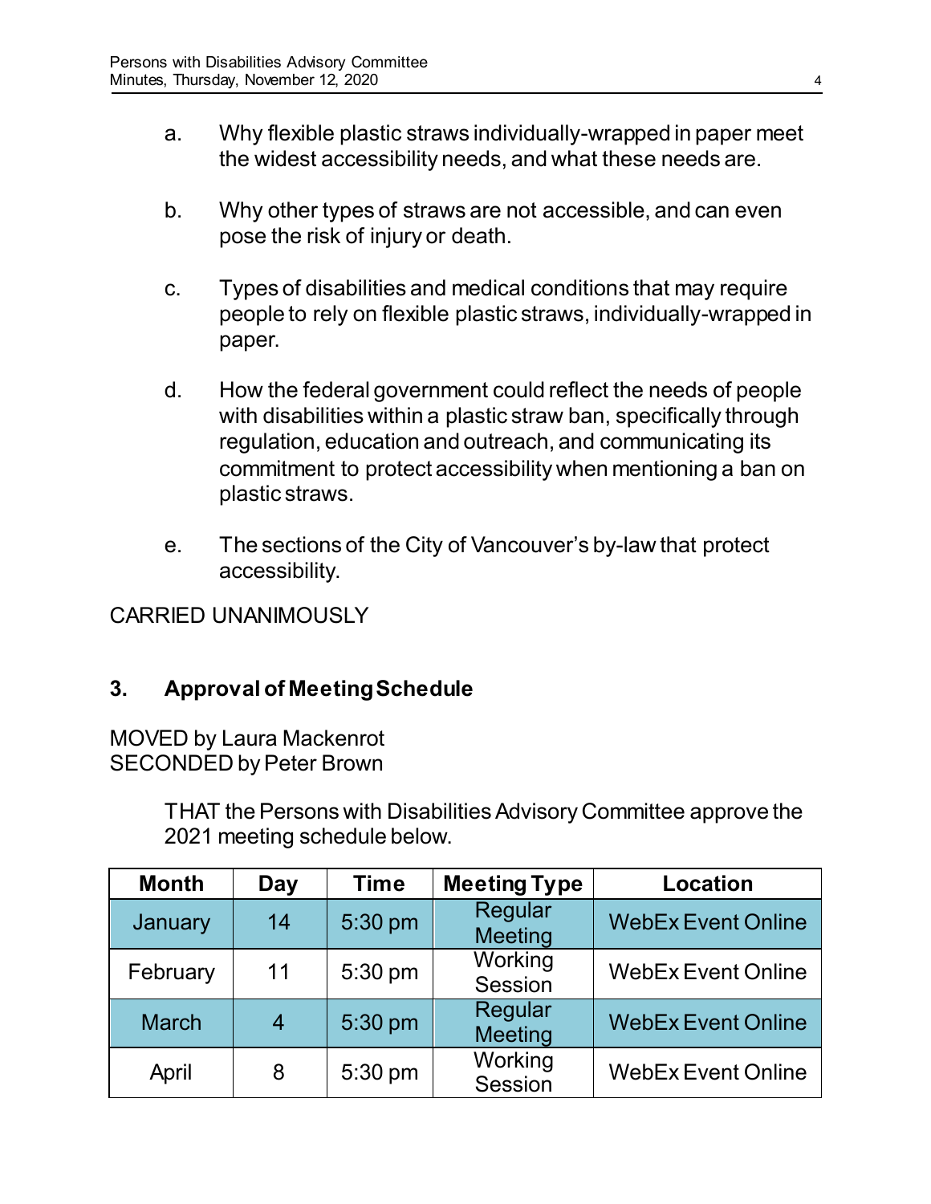a. Why flexible plastic straws individually-wrapped in paper meet the widest accessibility needs, and what these needs are.

b. Why other types of straws are not accessible, and can even pose the risk of injury or death.

c. Types of disabilities and medical conditions that may require people to rely on flexible plastic straws, individually-wrapped in paper.

d. How the federal government could reflect the needs of people with disabilities within a plastic straw ban, specifically through regulation, education and outreach, and communicating its commitment to protect accessibility when mentioning a ban on plastic straws.

e. The sections of the City of Vancouver's by-law that protect accessibility.

CARRIED UNANIMOUSLY

### 3. Approval of Meeting Schedule

MOVED by Laura Mackenrot
SECONDED by Peter Brown

THAT the Persons with Disabilities Advisory Committee approve the 2021 meeting schedule below.

| Month | Day | Time | Meeting Type | Location |
|---|---|---|---|---|
| January | 14 | 5:30 pm | Regular Meeting | WebEx Event Online |
| February | 11 | 5:30 pm | Working Session | WebEx Event Online |
| March | 4 | 5:30 pm | Regular Meeting | WebEx Event Online |
| April | 8 | 5:30 pm | Working Session | WebEx Event Online |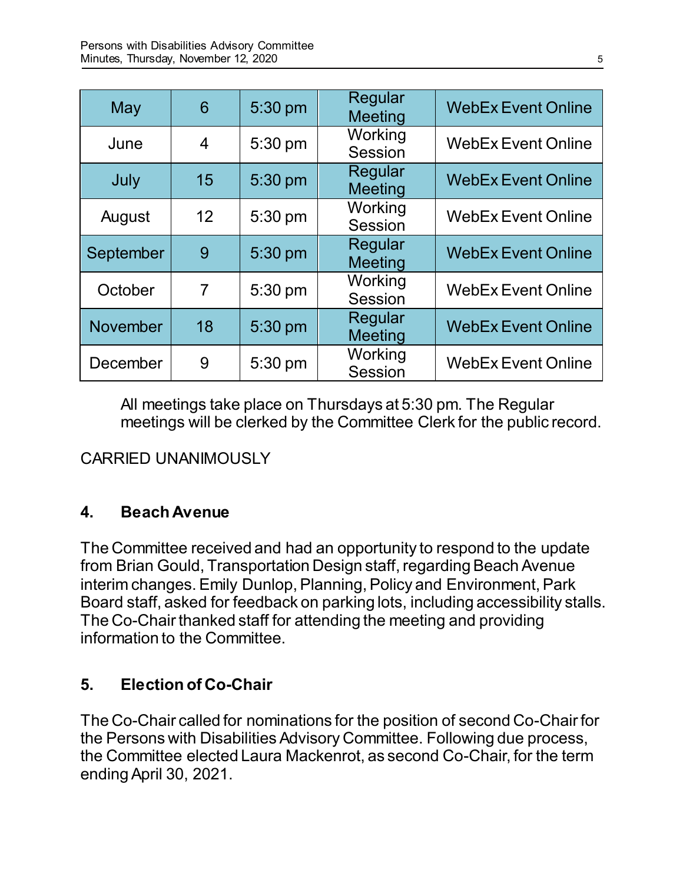| May | 6 | 5:30 pm | Regular Meeting | WebEx Event Online |
|---|---|---|---|---|
| June | 4 | 5:30 pm | Working Session | WebEx Event Online |
| July | 15 | 5:30 pm | Regular Meeting | WebEx Event Online |
| August | 12 | 5:30 pm | Working Session | WebEx Event Online |
| September | 9 | 5:30 pm | Regular Meeting | WebEx Event Online |
| October | 7 | 5:30 pm | Working Session | WebEx Event Online |
| November | 18 | 5:30 pm | Regular Meeting | WebEx Event Online |
| December | 9 | 5:30 pm | Working Session | WebEx Event Online |

All meetings take place on Thursdays at 5:30 pm. The Regular meetings will be clerked by the Committee Clerk for the public record.

CARRIED UNANIMOUSLY

## 4. Beach Avenue

The Committee received and had an opportunity to respond to the update from Brian Gould, Transportation Design staff, regarding Beach Avenue interim changes. Emily Dunlop, Planning, Policy and Environment, Park Board staff, asked for feedback on parking lots, including accessibility stalls. The Co-Chair thanked staff for attending the meeting and providing information to the Committee.

## 5. Election of Co-Chair

The Co-Chair called for nominations for the position of second Co-Chair for the Persons with Disabilities Advisory Committee. Following due process, the Committee elected Laura Mackenrot, as second Co-Chair, for the term ending April 30, 2021.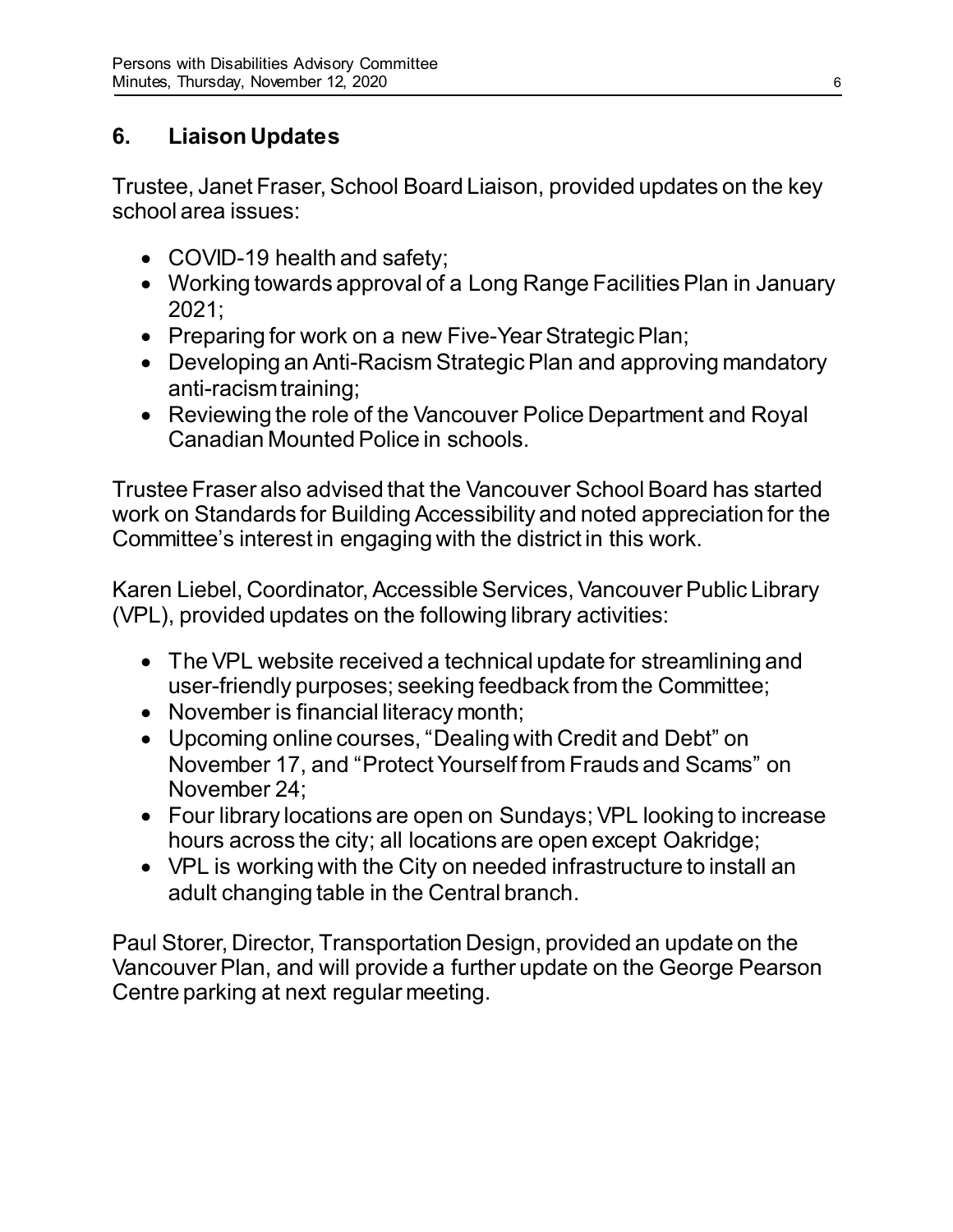## 6. Liaison Updates

Trustee, Janet Fraser, School Board Liaison, provided updates on the key school area issues:

- COVID-19 health and safety;
- Working towards approval of a Long Range Facilities Plan in January 2021;
- Preparing for work on a new Five-Year Strategic Plan;
- Developing an Anti-Racism Strategic Plan and approving mandatory anti-racism training;
- Reviewing the role of the Vancouver Police Department and Royal Canadian Mounted Police in schools.

Trustee Fraser also advised that the Vancouver School Board has started work on Standards for Building Accessibility and noted appreciation for the Committee's interest in engaging with the district in this work.

Karen Liebel, Coordinator, Accessible Services, Vancouver Public Library (VPL), provided updates on the following library activities:

- The VPL website received a technical update for streamlining and user-friendly purposes; seeking feedback from the Committee;
- November is financial literacy month;
- Upcoming online courses, "Dealing with Credit and Debt" on November 17, and "Protect Yourself from Frauds and Scams" on November 24;
- Four library locations are open on Sundays; VPL looking to increase hours across the city; all locations are open except Oakridge;
- VPL is working with the City on needed infrastructure to install an adult changing table in the Central branch.

Paul Storer, Director, Transportation Design, provided an update on the Vancouver Plan, and will provide a further update on the George Pearson Centre parking at next regular meeting.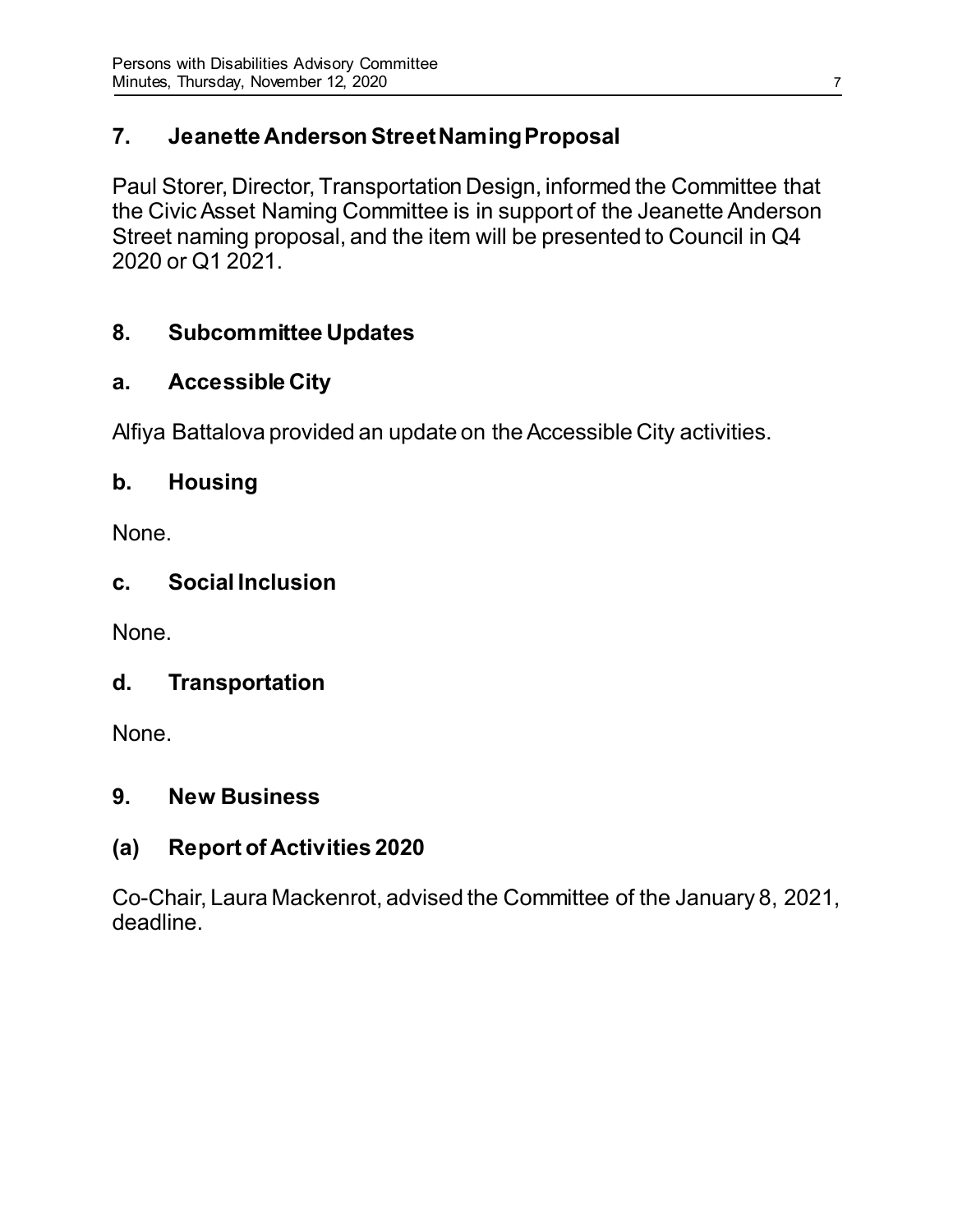## 7. Jeanette Anderson Street Naming Proposal

Paul Storer, Director, Transportation Design, informed the Committee that the Civic Asset Naming Committee is in support of the Jeanette Anderson Street naming proposal, and the item will be presented to Council in Q4 2020 or Q1 2021.

## 8. Subcommittee Updates

### a. Accessible City

Alfiya Battalova provided an update on the Accessible City activities.

### b. Housing

None.

### c. Social Inclusion

None.

### d. Transportation

None.

## 9. New Business

### (a) Report of Activities 2020

Co-Chair, Laura Mackenrot, advised the Committee of the January 8, 2021, deadline.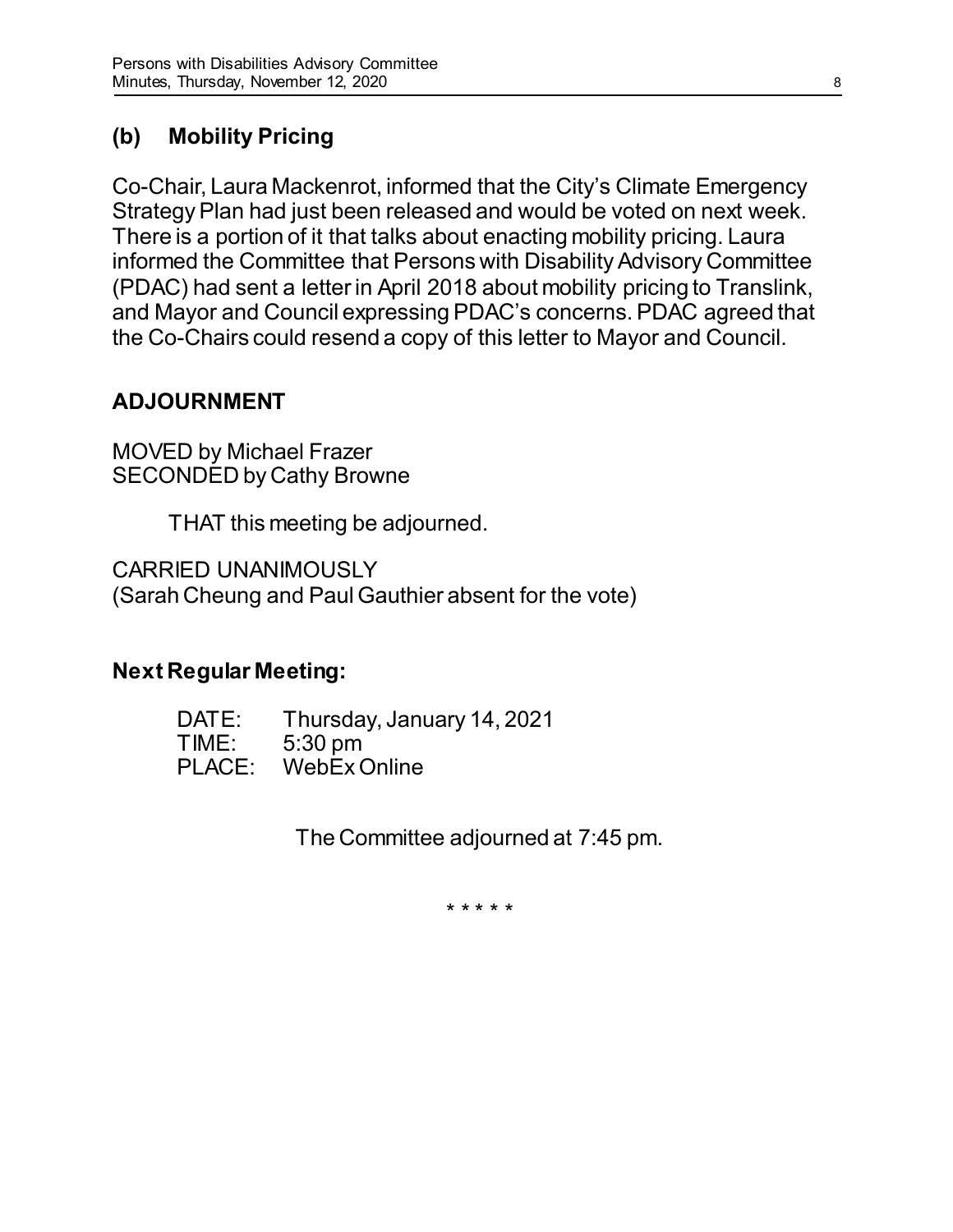## (b) Mobility Pricing

Co-Chair, Laura Mackenrot, informed that the City's Climate Emergency Strategy Plan had just been released and would be voted on next week. There is a portion of it that talks about enacting mobility pricing. Laura informed the Committee that Persons with Disability Advisory Committee (PDAC) had sent a letter in April 2018 about mobility pricing to Translink, and Mayor and Council expressing PDAC's concerns. PDAC agreed that the Co-Chairs could resend a copy of this letter to Mayor and Council.

## ADJOURNMENT

MOVED by Michael Frazer
SECONDED by Cathy Browne

THAT this meeting be adjourned.

CARRIED UNANIMOUSLY
(Sarah Cheung and Paul Gauthier absent for the vote)

### Next Regular Meeting:

DATE: Thursday, January 14, 2021
TIME: 5:30 pm
PLACE: WebEx Online

The Committee adjourned at 7:45 pm.

\* \* \* \* \*